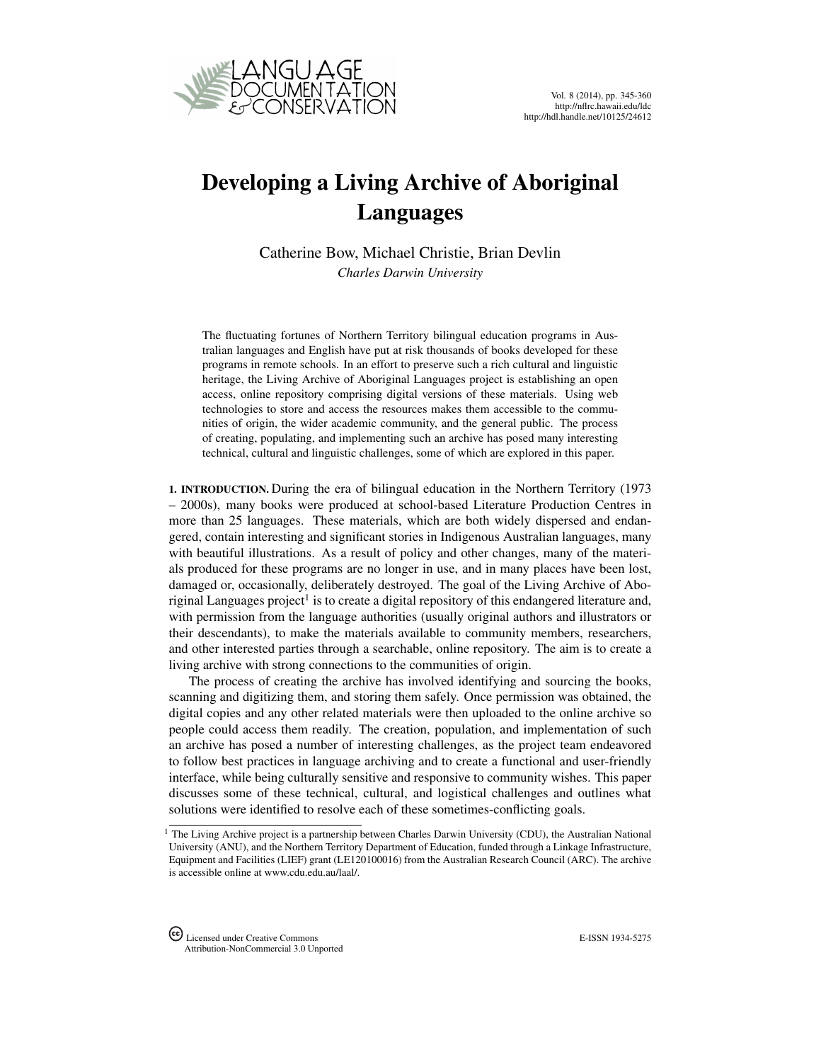# Developing a Living Archive of Aboriginal Languages

Catherine Bow, Michael Christie, Brian Devlin

*Charles Darwin University*

The fluctuating fortunes of Northern Territory bilingual education programs in Australian languages and English have put at risk thousands of books developed for these programs in remote schools. In an effort to preserve such a rich cultural and linguistic heritage, the Living Archive of Aboriginal Languages project is establishing an open access, online repository comprising digital versions of these materials. Using web technologies to store and access the resources makes them accessible to the communities of origin, the wider academic community, and the general public. The process of creating, populating, and implementing such an archive has posed many interesting technical, cultural and linguistic challenges, some of which are explored in this paper.

**1. INTRODUCTION.** During the era of bilingual education in the Northern Territory (1973 – 2000s), many books were produced at school-based Literature Production Centres in more than 25 languages. These materials, which are both widely dispersed and endangered, contain interesting and significant stories in Indigenous Australian languages, many with beautiful illustrations. As a result of policy and other changes, many of the materials produced for these programs are no longer in use, and in many places have been lost, damaged or, occasionally, deliberately destroyed. The goal of the Living Archive of Aboriginal Languages project[1] is to create a digital repository of this endangered literature and, with permission from the language authorities (usually original authors and illustrators or their descendants), to make the materials available to community members, researchers, and other interested parties through a searchable, online repository. The aim is to create a living archive with strong connections to the communities of origin.

The process of creating the archive has involved identifying and sourcing the books, scanning and digitizing them, and storing them safely. Once permission was obtained, the digital copies and any other related materials were then uploaded to the online archive so people could access them readily. The creation, population, and implementation of such an archive has posed a number of interesting challenges, as the project team endeavored to follow best practices in language archiving and to create a functional and user-friendly interface, while being culturally sensitive and responsive to community wishes. This paper discusses some of these technical, cultural, and logistical challenges and outlines what solutions were identified to resolve each of these sometimes-conflicting goals.

[1] The Living Archive project is a partnership between Charles Darwin University (CDU), the Australian National University (ANU), and the Northern Territory Department of Education, funded through a Linkage Infrastructure, Equipment and Facilities (LIEF) grant (LE120100016) from the Australian Research Council (ARC). The archive is accessible online at www.cdu.edu.au/laal/.

Licensed under Creative Commons Attribution-NonCommercial 3.0 Unported

E-ISSN 1934-5275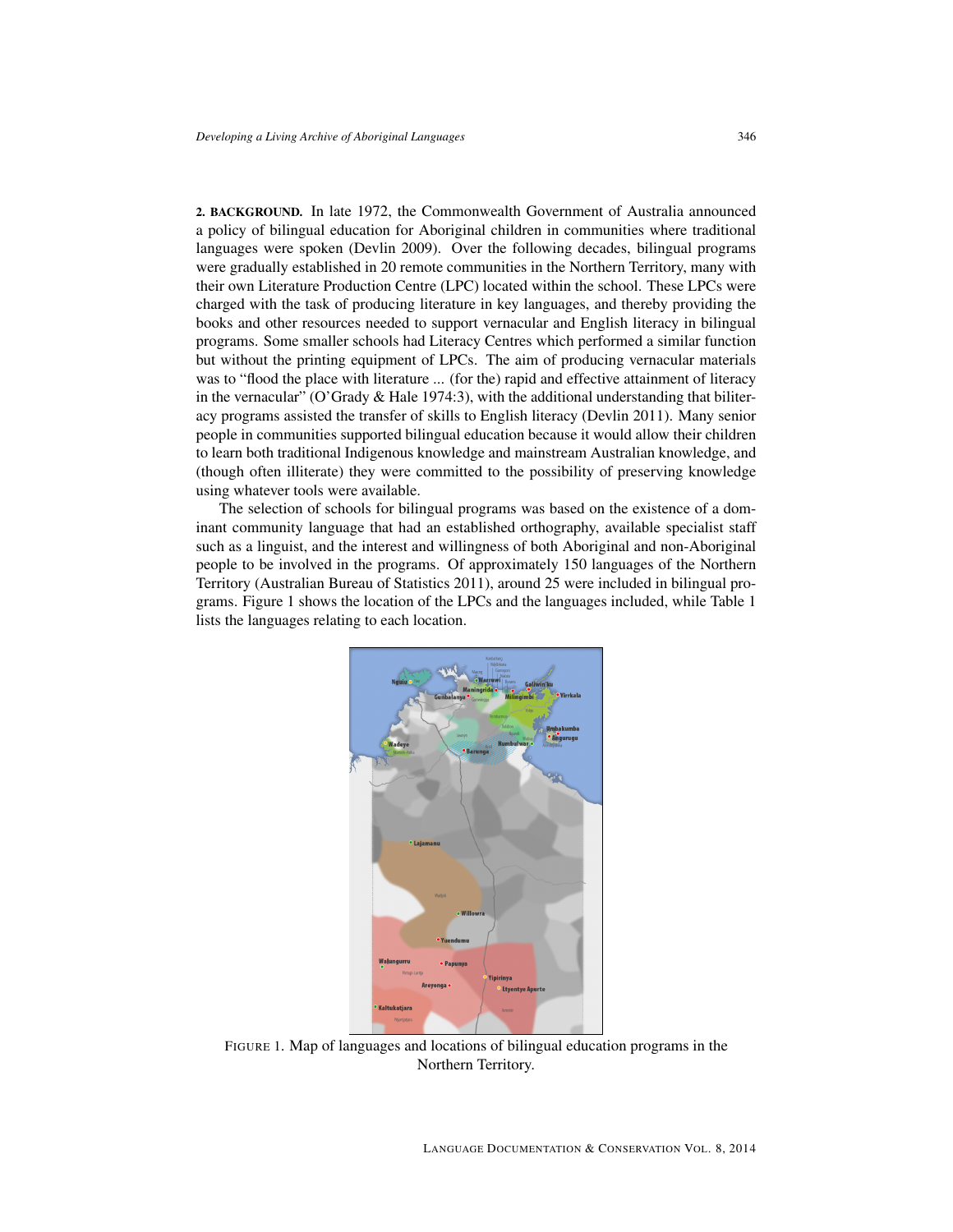**2. BACKGROUND.** In late 1972, the Commonwealth Government of Australia announced a policy of bilingual education for Aboriginal children in communities where traditional languages were spoken (Devlin 2009). Over the following decades, bilingual programs were gradually established in 20 remote communities in the Northern Territory, many with their own Literature Production Centre (LPC) located within the school. These LPCs were charged with the task of producing literature in key languages, and thereby providing the books and other resources needed to support vernacular and English literacy in bilingual programs. Some smaller schools had Literacy Centres which performed a similar function but without the printing equipment of LPCs. The aim of producing vernacular materials was to "flood the place with literature ... (for the) rapid and effective attainment of literacy in the vernacular" (O'Grady & Hale 1974:3), with the additional understanding that biliteracy programs assisted the transfer of skills to English literacy (Devlin 2011). Many senior people in communities supported bilingual education because it would allow their children to learn both traditional Indigenous knowledge and mainstream Australian knowledge, and (though often illiterate) they were committed to the possibility of preserving knowledge using whatever tools were available.

The selection of schools for bilingual programs was based on the existence of a dominant community language that had an established orthography, available specialist staff such as a linguist, and the interest and willingness of both Aboriginal and non-Aboriginal people to be involved in the programs. Of approximately 150 languages of the Northern Territory (Australian Bureau of Statistics 2011), around 25 were included in bilingual programs. Figure 1 shows the location of the LPCs and the languages included, while Table 1 lists the languages relating to each location.

FIGURE 1. Map of languages and locations of bilingual education programs in the Northern Territory.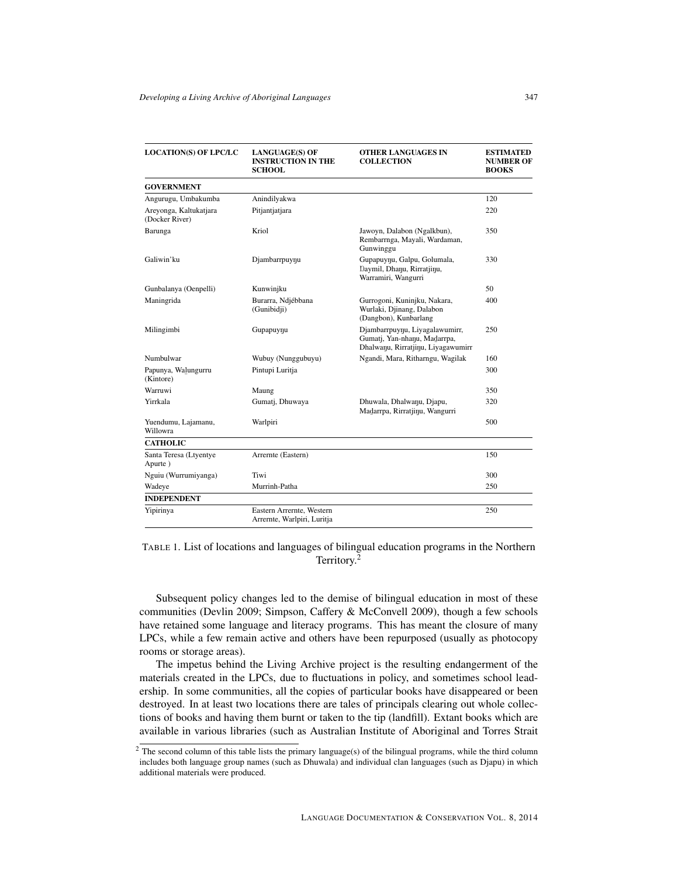| LOCATION(S) OF LPC/LC | LANGUAGE(S) OF INSTRUCTION IN THE SCHOOL | OTHER LANGUAGES IN COLLECTION | ESTIMATED NUMBER OF BOOKS |
|---|---|---|---|
| **GOVERNMENT** | | | |
| Angurugu, Umbakumba | Anindilyakwa | | 120 |
| Areyonga, Kaltukatjara (Docker River) | Pitjantjatjara | | 220 |
| Barunga | Kriol | Jawoyn, Dalabon (Ngalkbun), Rembarrnga, Mayali, Wardaman, Gunwinggu | 350 |
| Galiwin'ku | Djambarrpuyŋu | Gupapuyŋu, Galpu, Golumala, Ŋaymil, Dhaŋu, Rirratjiŋu, Warramiri, Wangurri | 330 |
| Gunbalanya (Oenpelli) | Kunwinjku | | 50 |
| Maningrida | Burarra, Ndjébbana (Gunibidji) | Gurrogoni, Kuninjku, Nakara, Wurlaki, Djinang, Dalabon (Dangbon), Kunbarlang | 400 |
| Milingimbi | Gupapuyŋu | Djambarrpuyŋu, Liyagalawumirr, Gumatj, Yan-nhaŋu, Maḏarrpa, Dhalwaŋu, Rirratjiŋu, Liyagawumirr | 250 |
| Numbulwar | Wubuy (Nunggubuyu) | Ngandi, Mara, Ritharngu, Wagilak | 160 |
| Papunya, Wa̱lungurru (Kintore) | Pintupi Luritja | | 300 |
| Warruwi | Maung | | 350 |
| Yirrkala | Gumatj, Dhuwaya | Dhuwala, Dhalwaŋu, Djapu, Maḏarrpa, Rirratjiŋu, Wangurri | 320 |
| Yuendumu, Lajamanu, Willowra | Warlpiri | | 500 |
| **CATHOLIC** | | | |
| Santa Teresa (Ltyentye Apurte ) | Arrernte (Eastern) | | 150 |
| Nguiu (Wurrumiyanga) | Tiwi | | 300 |
| Wadeye | Murrinh-Patha | | 250 |
| **INDEPENDENT** | | | |
| Yipirinya | Eastern Arrernte, Western Arrernte, Warlpiri, Luritja | | 250 |

TABLE 1. List of locations and languages of bilingual education programs in the Northern Territory.[2]

Subsequent policy changes led to the demise of bilingual education in most of these communities (Devlin 2009; Simpson, Caffery & McConvell 2009), though a few schools have retained some language and literacy programs. This has meant the closure of many LPCs, while a few remain active and others have been repurposed (usually as photocopy rooms or storage areas).

The impetus behind the Living Archive project is the resulting endangerment of the materials created in the LPCs, due to fluctuations in policy, and sometimes school leadership. In some communities, all the copies of particular books have disappeared or been destroyed. In at least two locations there are tales of principals clearing out whole collections of books and having them burnt or taken to the tip (landfill). Extant books which are available in various libraries (such as Australian Institute of Aboriginal and Torres Strait

[2] The second column of this table lists the primary language(s) of the bilingual programs, while the third column includes both language group names (such as Dhuwala) and individual clan languages (such as Djapu) in which additional materials were produced.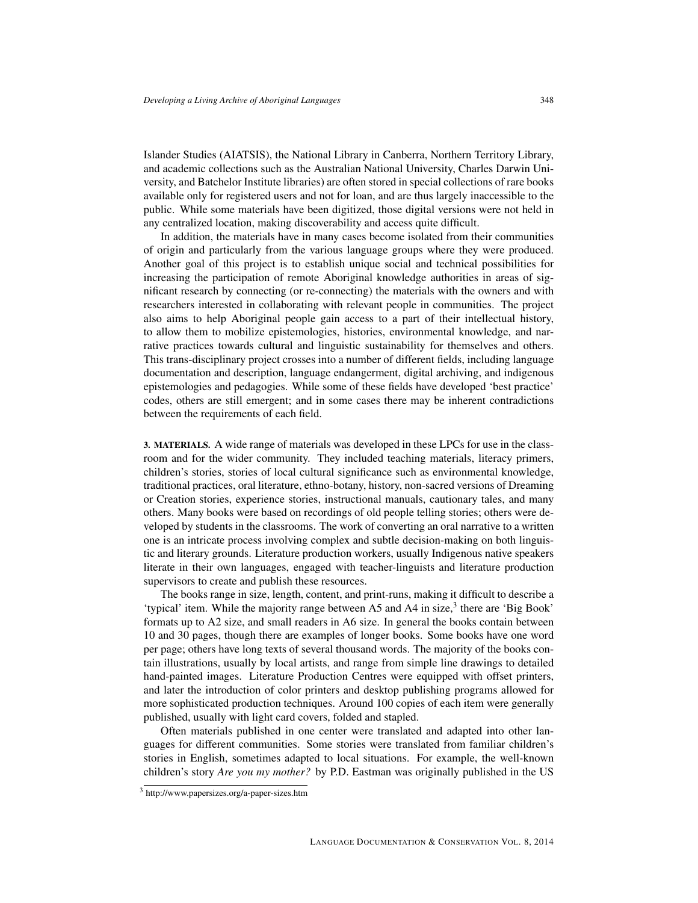Islander Studies (AIATSIS), the National Library in Canberra, Northern Territory Library, and academic collections such as the Australian National University, Charles Darwin University, and Batchelor Institute libraries) are often stored in special collections of rare books available only for registered users and not for loan, and are thus largely inaccessible to the public. While some materials have been digitized, those digital versions were not held in any centralized location, making discoverability and access quite difficult.

In addition, the materials have in many cases become isolated from their communities of origin and particularly from the various language groups where they were produced. Another goal of this project is to establish unique social and technical possibilities for increasing the participation of remote Aboriginal knowledge authorities in areas of significant research by connecting (or re-connecting) the materials with the owners and with researchers interested in collaborating with relevant people in communities. The project also aims to help Aboriginal people gain access to a part of their intellectual history, to allow them to mobilize epistemologies, histories, environmental knowledge, and narrative practices towards cultural and linguistic sustainability for themselves and others. This trans-disciplinary project crosses into a number of different fields, including language documentation and description, language endangerment, digital archiving, and indigenous epistemologies and pedagogies. While some of these fields have developed 'best practice' codes, others are still emergent; and in some cases there may be inherent contradictions between the requirements of each field.

**3. MATERIALS.** A wide range of materials was developed in these LPCs for use in the classroom and for the wider community. They included teaching materials, literacy primers, children's stories, stories of local cultural significance such as environmental knowledge, traditional practices, oral literature, ethno-botany, history, non-sacred versions of Dreaming or Creation stories, experience stories, instructional manuals, cautionary tales, and many others. Many books were based on recordings of old people telling stories; others were developed by students in the classrooms. The work of converting an oral narrative to a written one is an intricate process involving complex and subtle decision-making on both linguistic and literary grounds. Literature production workers, usually Indigenous native speakers literate in their own languages, engaged with teacher-linguists and literature production supervisors to create and publish these resources.

The books range in size, length, content, and print-runs, making it difficult to describe a 'typical' item. While the majority range between A5 and A4 in size,[3] there are 'Big Book' formats up to A2 size, and small readers in A6 size. In general the books contain between 10 and 30 pages, though there are examples of longer books. Some books have one word per page; others have long texts of several thousand words. The majority of the books contain illustrations, usually by local artists, and range from simple line drawings to detailed hand-painted images. Literature Production Centres were equipped with offset printers, and later the introduction of color printers and desktop publishing programs allowed for more sophisticated production techniques. Around 100 copies of each item were generally published, usually with light card covers, folded and stapled.

Often materials published in one center were translated and adapted into other languages for different communities. Some stories were translated from familiar children's stories in English, sometimes adapted to local situations. For example, the well-known children's story *Are you my mother?* by P.D. Eastman was originally published in the US

[3] http://www.papersizes.org/a-paper-sizes.htm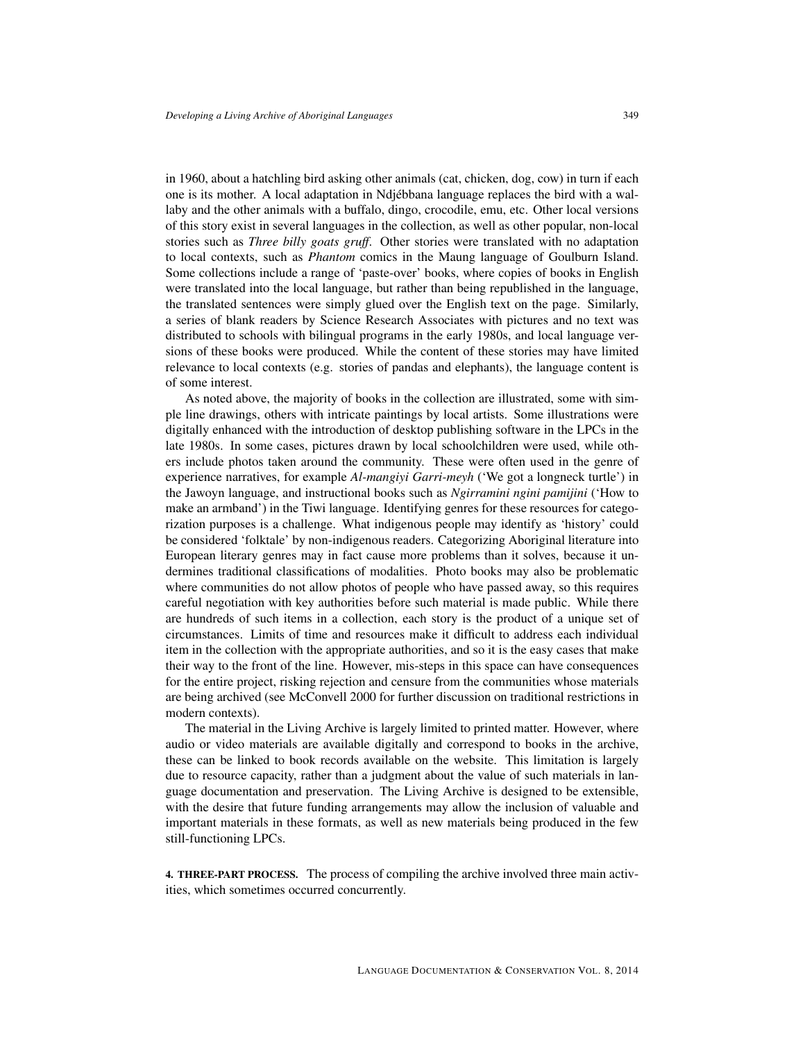in 1960, about a hatchling bird asking other animals (cat, chicken, dog, cow) in turn if each one is its mother. A local adaptation in Ndjébbana language replaces the bird with a wallaby and the other animals with a buffalo, dingo, crocodile, emu, etc. Other local versions of this story exist in several languages in the collection, as well as other popular, non-local stories such as *Three billy goats gruff*. Other stories were translated with no adaptation to local contexts, such as *Phantom* comics in the Maung language of Goulburn Island. Some collections include a range of 'paste-over' books, where copies of books in English were translated into the local language, but rather than being republished in the language, the translated sentences were simply glued over the English text on the page. Similarly, a series of blank readers by Science Research Associates with pictures and no text was distributed to schools with bilingual programs in the early 1980s, and local language versions of these books were produced. While the content of these stories may have limited relevance to local contexts (e.g. stories of pandas and elephants), the language content is of some interest.

As noted above, the majority of books in the collection are illustrated, some with simple line drawings, others with intricate paintings by local artists. Some illustrations were digitally enhanced with the introduction of desktop publishing software in the LPCs in the late 1980s. In some cases, pictures drawn by local schoolchildren were used, while others include photos taken around the community. These were often used in the genre of experience narratives, for example *Al-mangiyi Garri-meyh* ('We got a longneck turtle') in the Jawoyn language, and instructional books such as *Ngirramini ngini pamijini* ('How to make an armband') in the Tiwi language. Identifying genres for these resources for categorization purposes is a challenge. What indigenous people may identify as 'history' could be considered 'folktale' by non-indigenous readers. Categorizing Aboriginal literature into European literary genres may in fact cause more problems than it solves, because it undermines traditional classifications of modalities. Photo books may also be problematic where communities do not allow photos of people who have passed away, so this requires careful negotiation with key authorities before such material is made public. While there are hundreds of such items in a collection, each story is the product of a unique set of circumstances. Limits of time and resources make it difficult to address each individual item in the collection with the appropriate authorities, and so it is the easy cases that make their way to the front of the line. However, mis-steps in this space can have consequences for the entire project, risking rejection and censure from the communities whose materials are being archived (see McConvell 2000 for further discussion on traditional restrictions in modern contexts).

The material in the Living Archive is largely limited to printed matter. However, where audio or video materials are available digitally and correspond to books in the archive, these can be linked to book records available on the website. This limitation is largely due to resource capacity, rather than a judgment about the value of such materials in language documentation and preservation. The Living Archive is designed to be extensible, with the desire that future funding arrangements may allow the inclusion of valuable and important materials in these formats, as well as new materials being produced in the few still-functioning LPCs.

**4. THREE-PART PROCESS.** The process of compiling the archive involved three main activities, which sometimes occurred concurrently.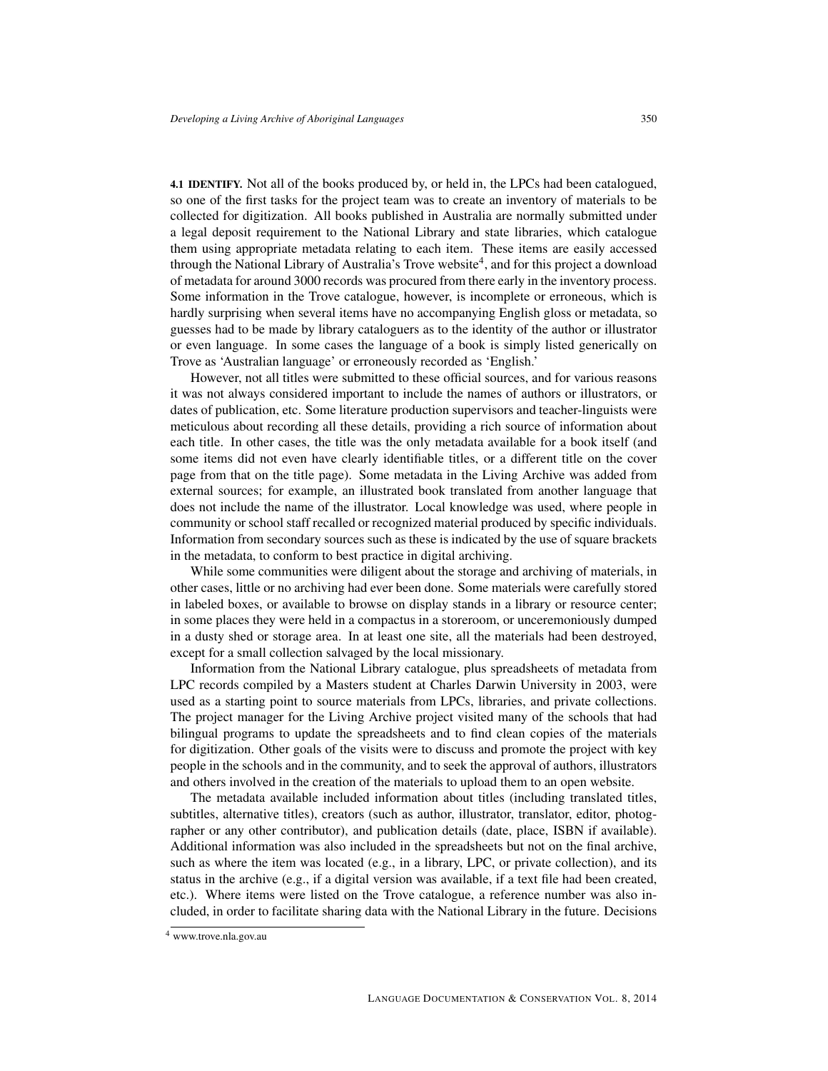**4.1 IDENTIFY.** Not all of the books produced by, or held in, the LPCs had been catalogued, so one of the first tasks for the project team was to create an inventory of materials to be collected for digitization. All books published in Australia are normally submitted under a legal deposit requirement to the National Library and state libraries, which catalogue them using appropriate metadata relating to each item. These items are easily accessed through the National Library of Australia's Trove website[4], and for this project a download of metadata for around 3000 records was procured from there early in the inventory process. Some information in the Trove catalogue, however, is incomplete or erroneous, which is hardly surprising when several items have no accompanying English gloss or metadata, so guesses had to be made by library cataloguers as to the identity of the author or illustrator or even language. In some cases the language of a book is simply listed generically on Trove as 'Australian language' or erroneously recorded as 'English.'

However, not all titles were submitted to these official sources, and for various reasons it was not always considered important to include the names of authors or illustrators, or dates of publication, etc. Some literature production supervisors and teacher-linguists were meticulous about recording all these details, providing a rich source of information about each title. In other cases, the title was the only metadata available for a book itself (and some items did not even have clearly identifiable titles, or a different title on the cover page from that on the title page). Some metadata in the Living Archive was added from external sources; for example, an illustrated book translated from another language that does not include the name of the illustrator. Local knowledge was used, where people in community or school staff recalled or recognized material produced by specific individuals. Information from secondary sources such as these is indicated by the use of square brackets in the metadata, to conform to best practice in digital archiving.

While some communities were diligent about the storage and archiving of materials, in other cases, little or no archiving had ever been done. Some materials were carefully stored in labeled boxes, or available to browse on display stands in a library or resource center; in some places they were held in a compactus in a storeroom, or unceremoniously dumped in a dusty shed or storage area. In at least one site, all the materials had been destroyed, except for a small collection salvaged by the local missionary.

Information from the National Library catalogue, plus spreadsheets of metadata from LPC records compiled by a Masters student at Charles Darwin University in 2003, were used as a starting point to source materials from LPCs, libraries, and private collections. The project manager for the Living Archive project visited many of the schools that had bilingual programs to update the spreadsheets and to find clean copies of the materials for digitization. Other goals of the visits were to discuss and promote the project with key people in the schools and in the community, and to seek the approval of authors, illustrators and others involved in the creation of the materials to upload them to an open website.

The metadata available included information about titles (including translated titles, subtitles, alternative titles), creators (such as author, illustrator, translator, editor, photographer or any other contributor), and publication details (date, place, ISBN if available). Additional information was also included in the spreadsheets but not on the final archive, such as where the item was located (e.g., in a library, LPC, or private collection), and its status in the archive (e.g., if a digital version was available, if a text file had been created, etc.). Where items were listed on the Trove catalogue, a reference number was also included, in order to facilitate sharing data with the National Library in the future. Decisions

[4] www.trove.nla.gov.au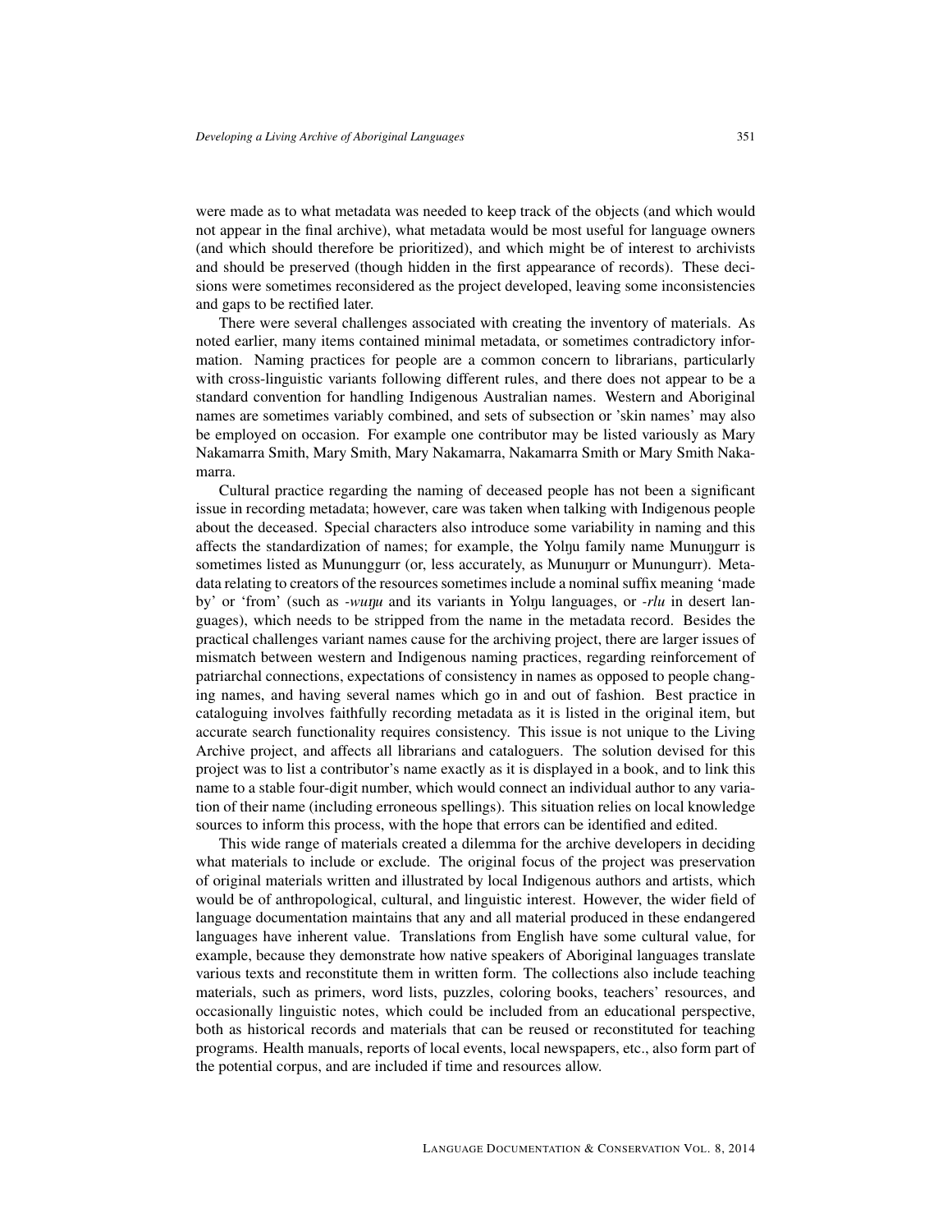were made as to what metadata was needed to keep track of the objects (and which would not appear in the final archive), what metadata would be most useful for language owners (and which should therefore be prioritized), and which might be of interest to archivists and should be preserved (though hidden in the first appearance of records). These decisions were sometimes reconsidered as the project developed, leaving some inconsistencies and gaps to be rectified later.

There were several challenges associated with creating the inventory of materials. As noted earlier, many items contained minimal metadata, or sometimes contradictory information. Naming practices for people are a common concern to librarians, particularly with cross-linguistic variants following different rules, and there does not appear to be a standard convention for handling Indigenous Australian names. Western and Aboriginal names are sometimes variably combined, and sets of subsection or 'skin names' may also be employed on occasion. For example one contributor may be listed variously as Mary Nakamarra Smith, Mary Smith, Mary Nakamarra, Nakamarra Smith or Mary Smith Nakamarra.

Cultural practice regarding the naming of deceased people has not been a significant issue in recording metadata; however, care was taken when talking with Indigenous people about the deceased. Special characters also introduce some variability in naming and this affects the standardization of names; for example, the Yolŋu family name Munuŋgurr is sometimes listed as Mununggurr (or, less accurately, as Munuŋurr or Munungurr). Metadata relating to creators of the resources sometimes include a nominal suffix meaning 'made by' or 'from' (such as *-wuŋu* and its variants in Yolŋu languages, or *-rlu* in desert languages), which needs to be stripped from the name in the metadata record. Besides the practical challenges variant names cause for the archiving project, there are larger issues of mismatch between western and Indigenous naming practices, regarding reinforcement of patriarchal connections, expectations of consistency in names as opposed to people changing names, and having several names which go in and out of fashion. Best practice in cataloguing involves faithfully recording metadata as it is listed in the original item, but accurate search functionality requires consistency. This issue is not unique to the Living Archive project, and affects all librarians and cataloguers. The solution devised for this project was to list a contributor's name exactly as it is displayed in a book, and to link this name to a stable four-digit number, which would connect an individual author to any variation of their name (including erroneous spellings). This situation relies on local knowledge sources to inform this process, with the hope that errors can be identified and edited.

This wide range of materials created a dilemma for the archive developers in deciding what materials to include or exclude. The original focus of the project was preservation of original materials written and illustrated by local Indigenous authors and artists, which would be of anthropological, cultural, and linguistic interest. However, the wider field of language documentation maintains that any and all material produced in these endangered languages have inherent value. Translations from English have some cultural value, for example, because they demonstrate how native speakers of Aboriginal languages translate various texts and reconstitute them in written form. The collections also include teaching materials, such as primers, word lists, puzzles, coloring books, teachers' resources, and occasionally linguistic notes, which could be included from an educational perspective, both as historical records and materials that can be reused or reconstituted for teaching programs. Health manuals, reports of local events, local newspapers, etc., also form part of the potential corpus, and are included if time and resources allow.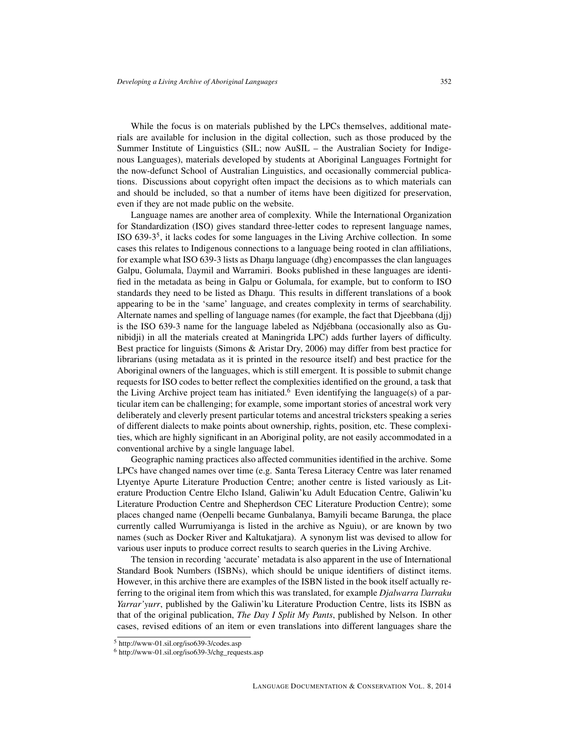While the focus is on materials published by the LPCs themselves, additional materials are available for inclusion in the digital collection, such as those produced by the Summer Institute of Linguistics (SIL; now AuSIL – the Australian Society for Indigenous Languages), materials developed by students at Aboriginal Languages Fortnight for the now-defunct School of Australian Linguistics, and occasionally commercial publications. Discussions about copyright often impact the decisions as to which materials can and should be included, so that a number of items have been digitized for preservation, even if they are not made public on the website.

Language names are another area of complexity. While the International Organization for Standardization (ISO) gives standard three-letter codes to represent language names, ISO 639-3[5], it lacks codes for some languages in the Living Archive collection. In some cases this relates to Indigenous connections to a language being rooted in clan affiliations, for example what ISO 639-3 lists as Dhaŋu language (dhg) encompasses the clan languages Galpu, Golumala, Ŋaymil and Warramiri. Books published in these languages are identified in the metadata as being in Galpu or Golumala, for example, but to conform to ISO standards they need to be listed as Dhaŋu. This results in different translations of a book appearing to be in the 'same' language, and creates complexity in terms of searchability. Alternate names and spelling of language names (for example, the fact that Djeebbana (djj) is the ISO 639-3 name for the language labeled as Ndjébbana (occasionally also as Gunibidji) in all the materials created at Maningrida LPC) adds further layers of difficulty. Best practice for linguists (Simons & Aristar Dry, 2006) may differ from best practice for librarians (using metadata as it is printed in the resource itself) and best practice for the Aboriginal owners of the languages, which is still emergent. It is possible to submit change requests for ISO codes to better reflect the complexities identified on the ground, a task that the Living Archive project team has initiated.[6] Even identifying the language(s) of a particular item can be challenging; for example, some important stories of ancestral work very deliberately and cleverly present particular totems and ancestral tricksters speaking a series of different dialects to make points about ownership, rights, position, etc. These complexities, which are highly significant in an Aboriginal polity, are not easily accommodated in a conventional archive by a single language label.

Geographic naming practices also affected communities identified in the archive. Some LPCs have changed names over time (e.g. Santa Teresa Literacy Centre was later renamed Ltyentye Apurte Literature Production Centre; another centre is listed variously as Literature Production Centre Elcho Island, Galiwin'ku Adult Education Centre, Galiwin'ku Literature Production Centre and Shepherdson CEC Literature Production Centre); some places changed name (Oenpelli became Gunbalanya, Bamyili became Barunga, the place currently called Wurrumiyanga is listed in the archive as Nguiu), or are known by two names (such as Docker River and Kaltukatjara). A synonym list was devised to allow for various user inputs to produce correct results to search queries in the Living Archive.

The tension in recording 'accurate' metadata is also apparent in the use of International Standard Book Numbers (ISBNs), which should be unique identifiers of distinct items. However, in this archive there are examples of the ISBN listed in the book itself actually referring to the original item from which this was translated, for example *Djalwarra Ŋarraku Yarrar'yurr*, published by the Galiwin'ku Literature Production Centre, lists its ISBN as that of the original publication, *The Day I Split My Pants*, published by Nelson. In other cases, revised editions of an item or even translations into different languages share the

[5] http://www-01.sil.org/iso639-3/codes.asp

[6] http://www-01.sil.org/iso639-3/chg_requests.asp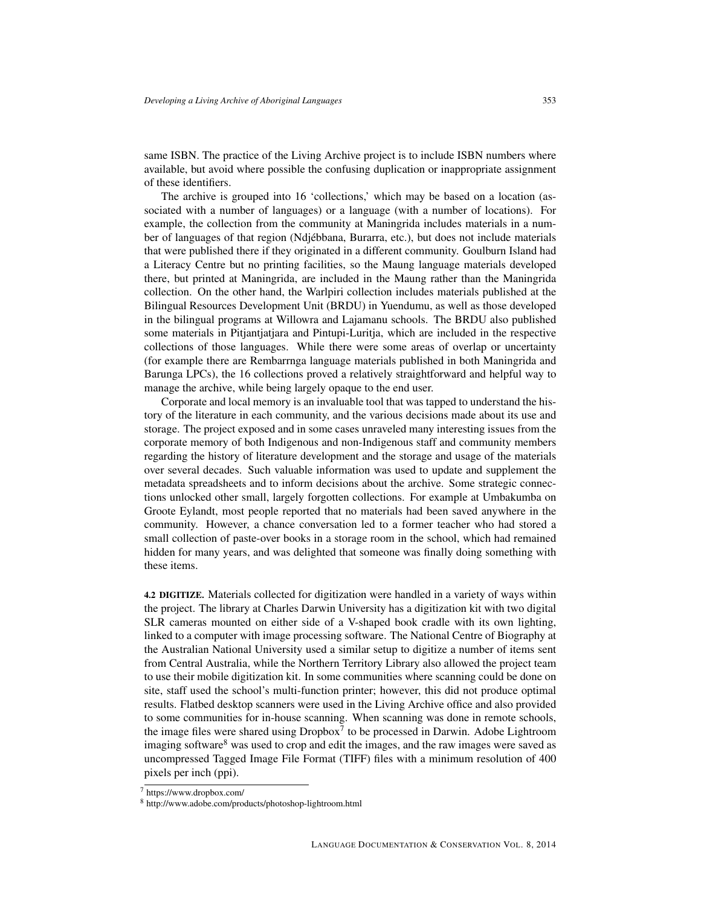same ISBN. The practice of the Living Archive project is to include ISBN numbers where available, but avoid where possible the confusing duplication or inappropriate assignment of these identifiers.

The archive is grouped into 16 'collections,' which may be based on a location (associated with a number of languages) or a language (with a number of locations). For example, the collection from the community at Maningrida includes materials in a number of languages of that region (Ndjébbana, Burarra, etc.), but does not include materials that were published there if they originated in a different community. Goulburn Island had a Literacy Centre but no printing facilities, so the Maung language materials developed there, but printed at Maningrida, are included in the Maung rather than the Maningrida collection. On the other hand, the Warlpiri collection includes materials published at the Bilingual Resources Development Unit (BRDU) in Yuendumu, as well as those developed in the bilingual programs at Willowra and Lajamanu schools. The BRDU also published some materials in Pitjantjatjara and Pintupi-Luritja, which are included in the respective collections of those languages. While there were some areas of overlap or uncertainty (for example there are Rembarrnga language materials published in both Maningrida and Barunga LPCs), the 16 collections proved a relatively straightforward and helpful way to manage the archive, while being largely opaque to the end user.

Corporate and local memory is an invaluable tool that was tapped to understand the history of the literature in each community, and the various decisions made about its use and storage. The project exposed and in some cases unraveled many interesting issues from the corporate memory of both Indigenous and non-Indigenous staff and community members regarding the history of literature development and the storage and usage of the materials over several decades. Such valuable information was used to update and supplement the metadata spreadsheets and to inform decisions about the archive. Some strategic connections unlocked other small, largely forgotten collections. For example at Umbakumba on Groote Eylandt, most people reported that no materials had been saved anywhere in the community. However, a chance conversation led to a former teacher who had stored a small collection of paste-over books in a storage room in the school, which had remained hidden for many years, and was delighted that someone was finally doing something with these items.

**4.2 DIGITIZE.** Materials collected for digitization were handled in a variety of ways within the project. The library at Charles Darwin University has a digitization kit with two digital SLR cameras mounted on either side of a V-shaped book cradle with its own lighting, linked to a computer with image processing software. The National Centre of Biography at the Australian National University used a similar setup to digitize a number of items sent from Central Australia, while the Northern Territory Library also allowed the project team to use their mobile digitization kit. In some communities where scanning could be done on site, staff used the school's multi-function printer; however, this did not produce optimal results. Flatbed desktop scanners were used in the Living Archive office and also provided to some communities for in-house scanning. When scanning was done in remote schools, the image files were shared using Dropbox[7] to be processed in Darwin. Adobe Lightroom imaging software[8] was used to crop and edit the images, and the raw images were saved as uncompressed Tagged Image File Format (TIFF) files with a minimum resolution of 400 pixels per inch (ppi).

[7] https://www.dropbox.com/

[8] http://www.adobe.com/products/photoshop-lightroom.html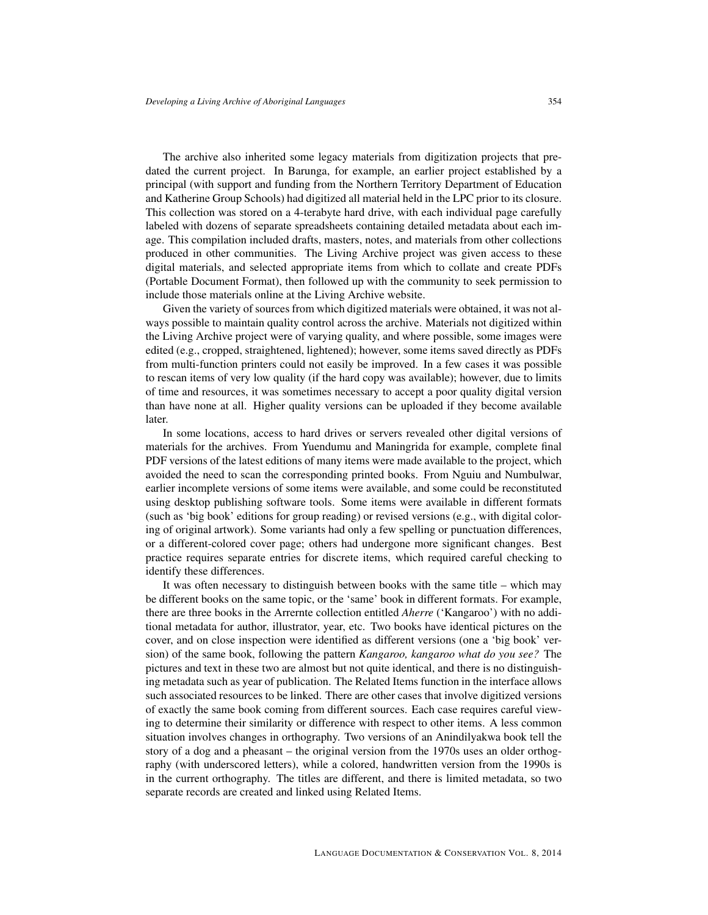The archive also inherited some legacy materials from digitization projects that predated the current project. In Barunga, for example, an earlier project established by a principal (with support and funding from the Northern Territory Department of Education and Katherine Group Schools) had digitized all material held in the LPC prior to its closure. This collection was stored on a 4-terabyte hard drive, with each individual page carefully labeled with dozens of separate spreadsheets containing detailed metadata about each image. This compilation included drafts, masters, notes, and materials from other collections produced in other communities. The Living Archive project was given access to these digital materials, and selected appropriate items from which to collate and create PDFs (Portable Document Format), then followed up with the community to seek permission to include those materials online at the Living Archive website.

Given the variety of sources from which digitized materials were obtained, it was not always possible to maintain quality control across the archive. Materials not digitized within the Living Archive project were of varying quality, and where possible, some images were edited (e.g., cropped, straightened, lightened); however, some items saved directly as PDFs from multi-function printers could not easily be improved. In a few cases it was possible to rescan items of very low quality (if the hard copy was available); however, due to limits of time and resources, it was sometimes necessary to accept a poor quality digital version than have none at all. Higher quality versions can be uploaded if they become available later.

In some locations, access to hard drives or servers revealed other digital versions of materials for the archives. From Yuendumu and Maningrida for example, complete final PDF versions of the latest editions of many items were made available to the project, which avoided the need to scan the corresponding printed books. From Nguiu and Numbulwar, earlier incomplete versions of some items were available, and some could be reconstituted using desktop publishing software tools. Some items were available in different formats (such as 'big book' editions for group reading) or revised versions (e.g., with digital coloring of original artwork). Some variants had only a few spelling or punctuation differences, or a different-colored cover page; others had undergone more significant changes. Best practice requires separate entries for discrete items, which required careful checking to identify these differences.

It was often necessary to distinguish between books with the same title – which may be different books on the same topic, or the 'same' book in different formats. For example, there are three books in the Arrernte collection entitled *Aherre* ('Kangaroo') with no additional metadata for author, illustrator, year, etc. Two books have identical pictures on the cover, and on close inspection were identified as different versions (one a 'big book' version) of the same book, following the pattern *Kangaroo, kangaroo what do you see?* The pictures and text in these two are almost but not quite identical, and there is no distinguishing metadata such as year of publication. The Related Items function in the interface allows such associated resources to be linked. There are other cases that involve digitized versions of exactly the same book coming from different sources. Each case requires careful viewing to determine their similarity or difference with respect to other items. A less common situation involves changes in orthography. Two versions of an Anindilyakwa book tell the story of a dog and a pheasant – the original version from the 1970s uses an older orthography (with underscored letters), while a colored, handwritten version from the 1990s is in the current orthography. The titles are different, and there is limited metadata, so two separate records are created and linked using Related Items.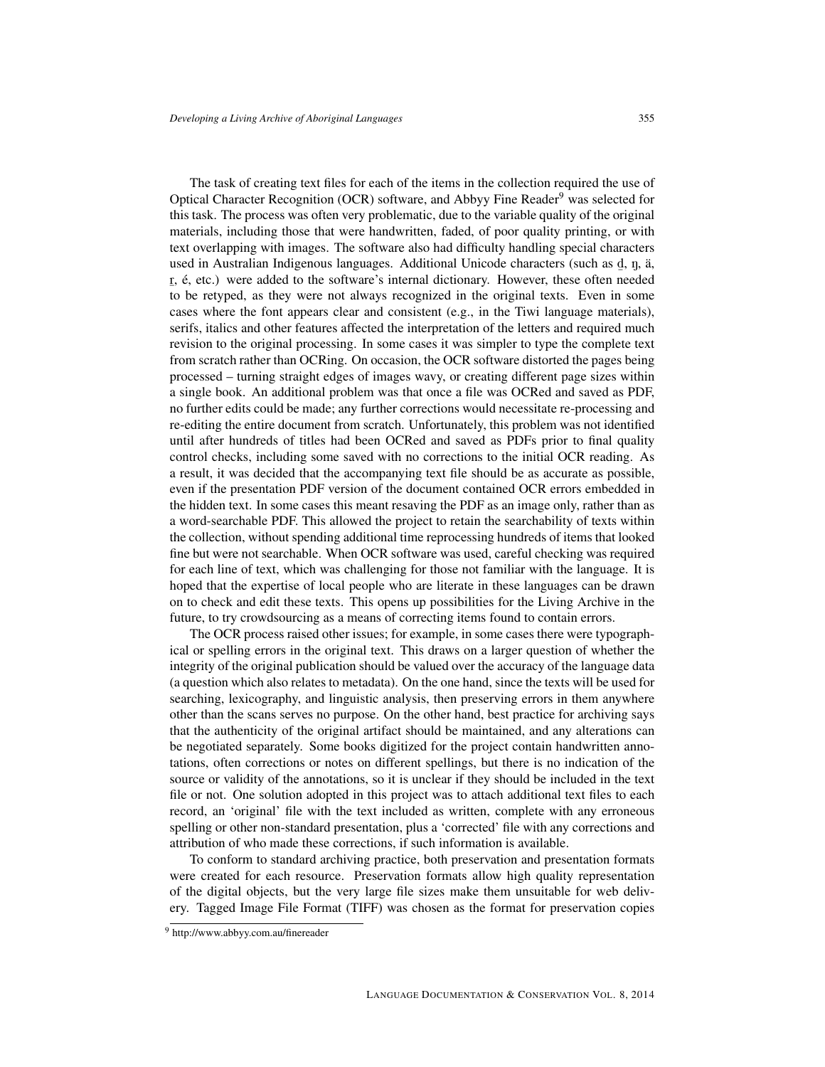The task of creating text files for each of the items in the collection required the use of Optical Character Recognition (OCR) software, and Abbyy Fine Reader[9] was selected for this task. The process was often very problematic, due to the variable quality of the original materials, including those that were handwritten, faded, of poor quality printing, or with text overlapping with images. The software also had difficulty handling special characters used in Australian Indigenous languages. Additional Unicode characters (such as ḏ, ŋ, ä, ṟ, é, etc.) were added to the software's internal dictionary. However, these often needed to be retyped, as they were not always recognized in the original texts. Even in some cases where the font appears clear and consistent (e.g., in the Tiwi language materials), serifs, italics and other features affected the interpretation of the letters and required much revision to the original processing. In some cases it was simpler to type the complete text from scratch rather than OCRing. On occasion, the OCR software distorted the pages being processed – turning straight edges of images wavy, or creating different page sizes within a single book. An additional problem was that once a file was OCRed and saved as PDF, no further edits could be made; any further corrections would necessitate re-processing and re-editing the entire document from scratch. Unfortunately, this problem was not identified until after hundreds of titles had been OCRed and saved as PDFs prior to final quality control checks, including some saved with no corrections to the initial OCR reading. As a result, it was decided that the accompanying text file should be as accurate as possible, even if the presentation PDF version of the document contained OCR errors embedded in the hidden text. In some cases this meant resaving the PDF as an image only, rather than as a word-searchable PDF. This allowed the project to retain the searchability of texts within the collection, without spending additional time reprocessing hundreds of items that looked fine but were not searchable. When OCR software was used, careful checking was required for each line of text, which was challenging for those not familiar with the language. It is hoped that the expertise of local people who are literate in these languages can be drawn on to check and edit these texts. This opens up possibilities for the Living Archive in the future, to try crowdsourcing as a means of correcting items found to contain errors.

The OCR process raised other issues; for example, in some cases there were typographical or spelling errors in the original text. This draws on a larger question of whether the integrity of the original publication should be valued over the accuracy of the language data (a question which also relates to metadata). On the one hand, since the texts will be used for searching, lexicography, and linguistic analysis, then preserving errors in them anywhere other than the scans serves no purpose. On the other hand, best practice for archiving says that the authenticity of the original artifact should be maintained, and any alterations can be negotiated separately. Some books digitized for the project contain handwritten annotations, often corrections or notes on different spellings, but there is no indication of the source or validity of the annotations, so it is unclear if they should be included in the text file or not. One solution adopted in this project was to attach additional text files to each record, an 'original' file with the text included as written, complete with any erroneous spelling or other non-standard presentation, plus a 'corrected' file with any corrections and attribution of who made these corrections, if such information is available.

To conform to standard archiving practice, both preservation and presentation formats were created for each resource. Preservation formats allow high quality representation of the digital objects, but the very large file sizes make them unsuitable for web delivery. Tagged Image File Format (TIFF) was chosen as the format for preservation copies

[9] http://www.abbyy.com.au/finereader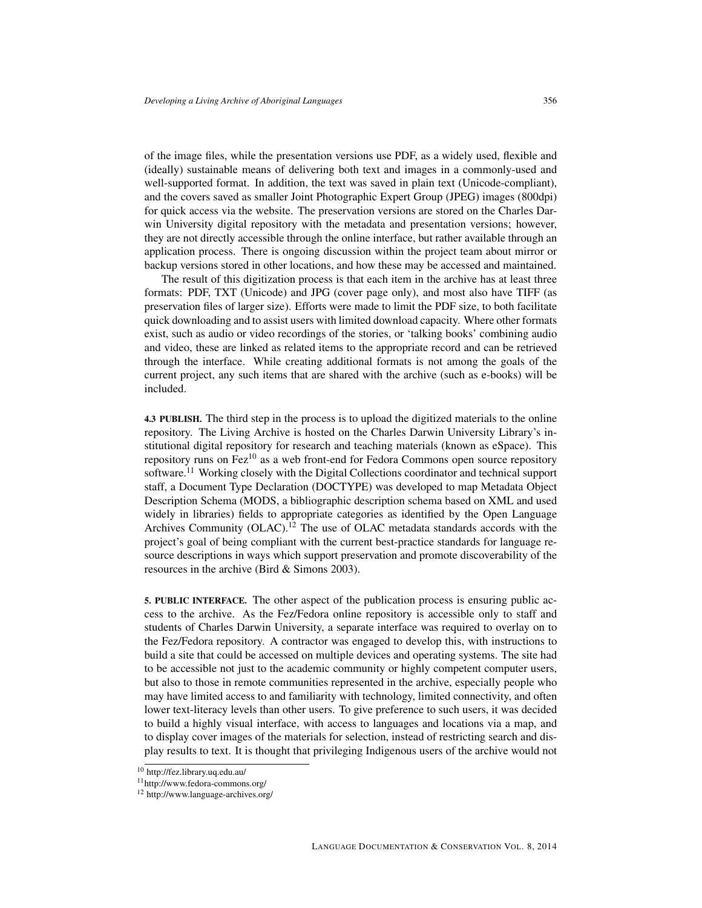of the image files, while the presentation versions use PDF, as a widely used, flexible and (ideally) sustainable means of delivering both text and images in a commonly-used and well-supported format. In addition, the text was saved in plain text (Unicode-compliant), and the covers saved as smaller Joint Photographic Expert Group (JPEG) images (800dpi) for quick access via the website. The preservation versions are stored on the Charles Darwin University digital repository with the metadata and presentation versions; however, they are not directly accessible through the online interface, but rather available through an application process. There is ongoing discussion within the project team about mirror or backup versions stored in other locations, and how these may be accessed and maintained.

The result of this digitization process is that each item in the archive has at least three formats: PDF, TXT (Unicode) and JPG (cover page only), and most also have TIFF (as preservation files of larger size). Efforts were made to limit the PDF size, to both facilitate quick downloading and to assist users with limited download capacity. Where other formats exist, such as audio or video recordings of the stories, or 'talking books' combining audio and video, these are linked as related items to the appropriate record and can be retrieved through the interface. While creating additional formats is not among the goals of the current project, any such items that are shared with the archive (such as e-books) will be included.

**4.3 PUBLISH.** The third step in the process is to upload the digitized materials to the online repository. The Living Archive is hosted on the Charles Darwin University Library's institutional digital repository for research and teaching materials (known as eSpace). This repository runs on Fez[10] as a web front-end for Fedora Commons open source repository software.[11] Working closely with the Digital Collections coordinator and technical support staff, a Document Type Declaration (DOCTYPE) was developed to map Metadata Object Description Schema (MODS, a bibliographic description schema based on XML and used widely in libraries) fields to appropriate categories as identified by the Open Language Archives Community (OLAC).[12] The use of OLAC metadata standards accords with the project's goal of being compliant with the current best-practice standards for language resource descriptions in ways which support preservation and promote discoverability of the resources in the archive (Bird & Simons 2003).

**5. PUBLIC INTERFACE.** The other aspect of the publication process is ensuring public access to the archive. As the Fez/Fedora online repository is accessible only to staff and students of Charles Darwin University, a separate interface was required to overlay on to the Fez/Fedora repository. A contractor was engaged to develop this, with instructions to build a site that could be accessed on multiple devices and operating systems. The site had to be accessible not just to the academic community or highly competent computer users, but also to those in remote communities represented in the archive, especially people who may have limited access to and familiarity with technology, limited connectivity, and often lower text-literacy levels than other users. To give preference to such users, it was decided to build a highly visual interface, with access to languages and locations via a map, and to display cover images of the materials for selection, instead of restricting search and display results to text. It is thought that privileging Indigenous users of the archive would not

[10] http://fez.library.uq.edu.au/

[11] http://www.fedora-commons.org/

[12] http://www.language-archives.org/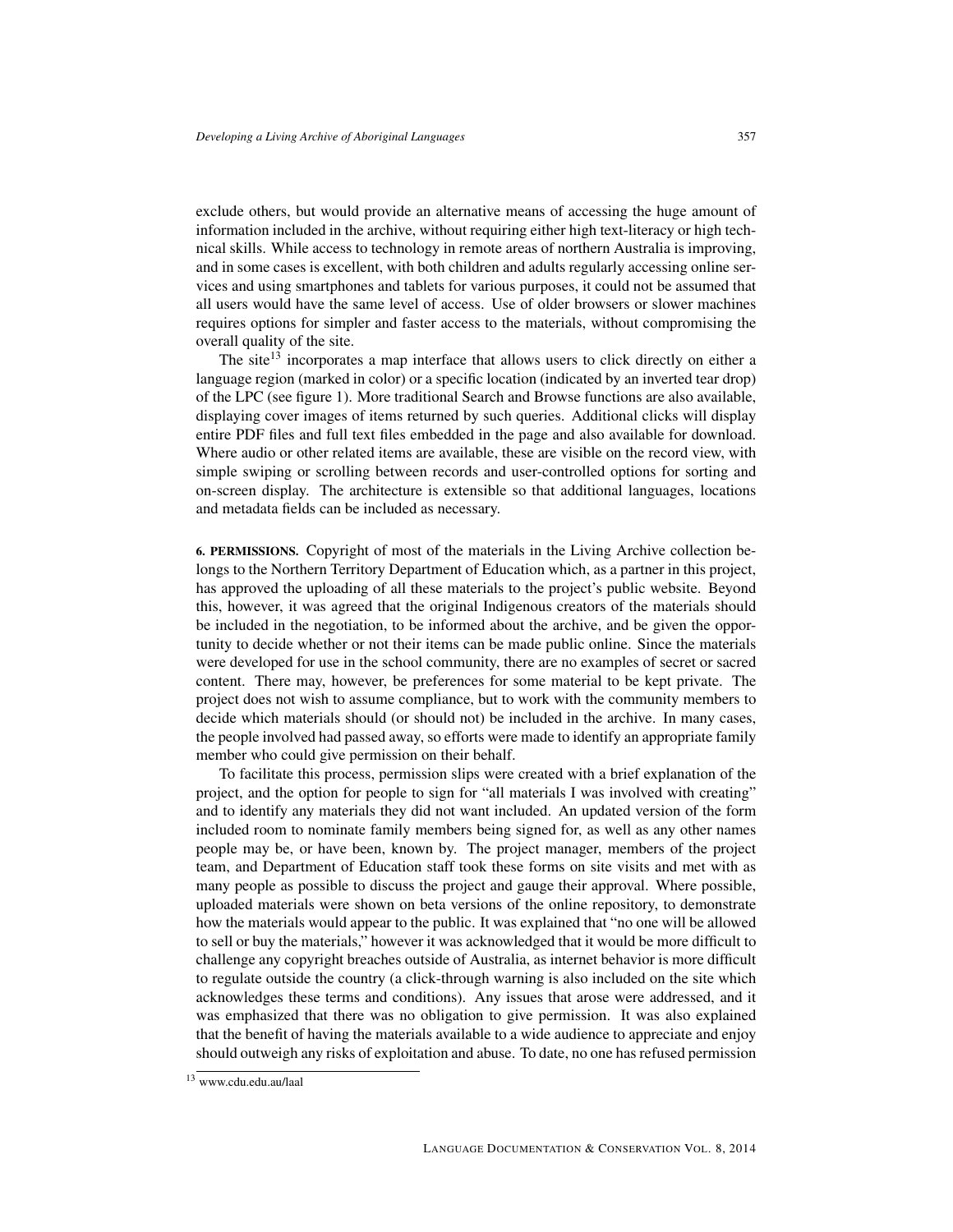exclude others, but would provide an alternative means of accessing the huge amount of information included in the archive, without requiring either high text-literacy or high technical skills. While access to technology in remote areas of northern Australia is improving, and in some cases is excellent, with both children and adults regularly accessing online services and using smartphones and tablets for various purposes, it could not be assumed that all users would have the same level of access. Use of older browsers or slower machines requires options for simpler and faster access to the materials, without compromising the overall quality of the site.

The site[13] incorporates a map interface that allows users to click directly on either a language region (marked in color) or a specific location (indicated by an inverted tear drop) of the LPC (see figure 1). More traditional Search and Browse functions are also available, displaying cover images of items returned by such queries. Additional clicks will display entire PDF files and full text files embedded in the page and also available for download. Where audio or other related items are available, these are visible on the record view, with simple swiping or scrolling between records and user-controlled options for sorting and on-screen display. The architecture is extensible so that additional languages, locations and metadata fields can be included as necessary.

**6. PERMISSIONS.** Copyright of most of the materials in the Living Archive collection belongs to the Northern Territory Department of Education which, as a partner in this project, has approved the uploading of all these materials to the project's public website. Beyond this, however, it was agreed that the original Indigenous creators of the materials should be included in the negotiation, to be informed about the archive, and be given the opportunity to decide whether or not their items can be made public online. Since the materials were developed for use in the school community, there are no examples of secret or sacred content. There may, however, be preferences for some material to be kept private. The project does not wish to assume compliance, but to work with the community members to decide which materials should (or should not) be included in the archive. In many cases, the people involved had passed away, so efforts were made to identify an appropriate family member who could give permission on their behalf.

To facilitate this process, permission slips were created with a brief explanation of the project, and the option for people to sign for "all materials I was involved with creating" and to identify any materials they did not want included. An updated version of the form included room to nominate family members being signed for, as well as any other names people may be, or have been, known by. The project manager, members of the project team, and Department of Education staff took these forms on site visits and met with as many people as possible to discuss the project and gauge their approval. Where possible, uploaded materials were shown on beta versions of the online repository, to demonstrate how the materials would appear to the public. It was explained that "no one will be allowed to sell or buy the materials," however it was acknowledged that it would be more difficult to challenge any copyright breaches outside of Australia, as internet behavior is more difficult to regulate outside the country (a click-through warning is also included on the site which acknowledges these terms and conditions). Any issues that arose were addressed, and it was emphasized that there was no obligation to give permission. It was also explained that the benefit of having the materials available to a wide audience to appreciate and enjoy should outweigh any risks of exploitation and abuse. To date, no one has refused permission

[13] www.cdu.edu.au/laal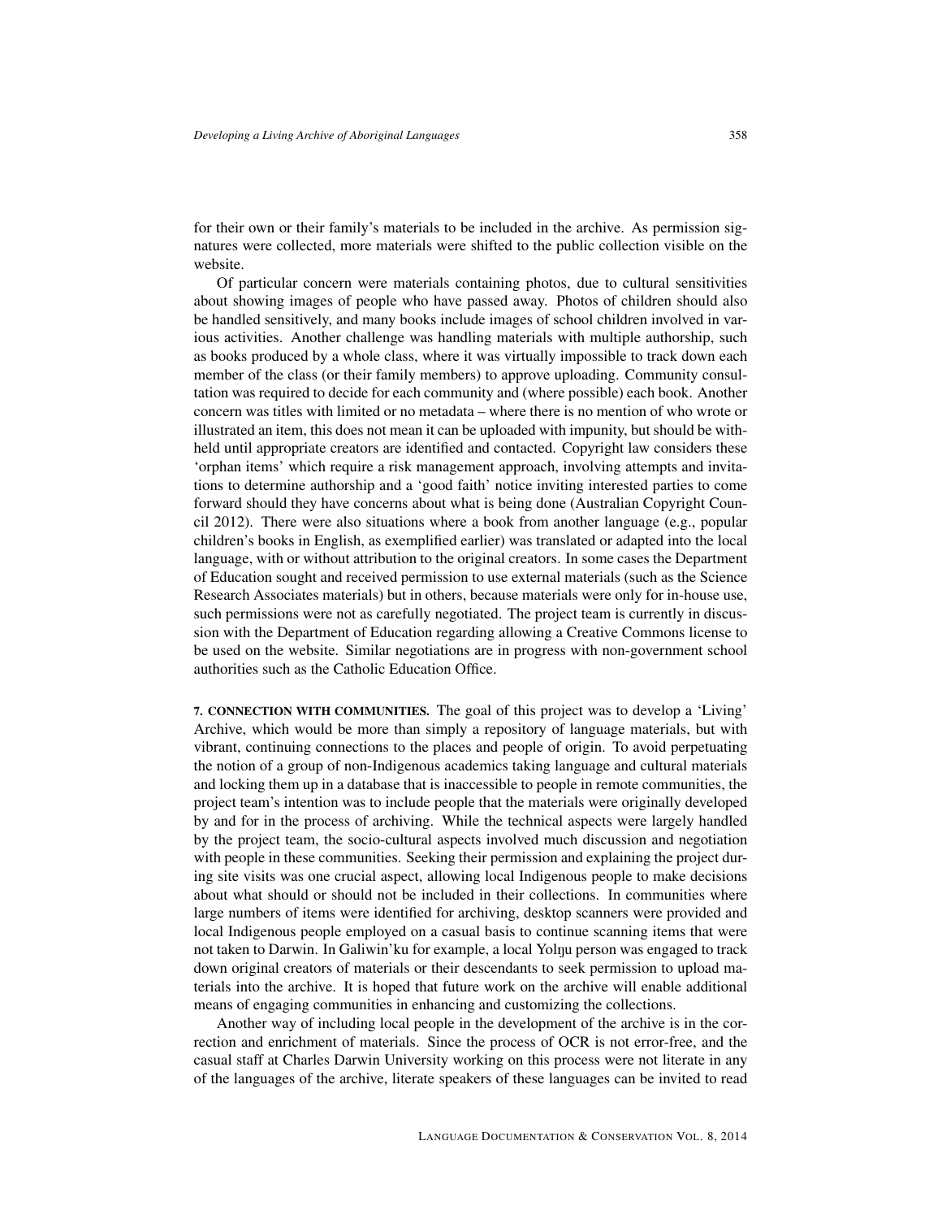for their own or their family's materials to be included in the archive. As permission signatures were collected, more materials were shifted to the public collection visible on the website.

Of particular concern were materials containing photos, due to cultural sensitivities about showing images of people who have passed away. Photos of children should also be handled sensitively, and many books include images of school children involved in various activities. Another challenge was handling materials with multiple authorship, such as books produced by a whole class, where it was virtually impossible to track down each member of the class (or their family members) to approve uploading. Community consultation was required to decide for each community and (where possible) each book. Another concern was titles with limited or no metadata – where there is no mention of who wrote or illustrated an item, this does not mean it can be uploaded with impunity, but should be withheld until appropriate creators are identified and contacted. Copyright law considers these 'orphan items' which require a risk management approach, involving attempts and invitations to determine authorship and a 'good faith' notice inviting interested parties to come forward should they have concerns about what is being done (Australian Copyright Council 2012). There were also situations where a book from another language (e.g., popular children's books in English, as exemplified earlier) was translated or adapted into the local language, with or without attribution to the original creators. In some cases the Department of Education sought and received permission to use external materials (such as the Science Research Associates materials) but in others, because materials were only for in-house use, such permissions were not as carefully negotiated. The project team is currently in discussion with the Department of Education regarding allowing a Creative Commons license to be used on the website. Similar negotiations are in progress with non-government school authorities such as the Catholic Education Office.

**7. CONNECTION WITH COMMUNITIES.** The goal of this project was to develop a 'Living' Archive, which would be more than simply a repository of language materials, but with vibrant, continuing connections to the places and people of origin. To avoid perpetuating the notion of a group of non-Indigenous academics taking language and cultural materials and locking them up in a database that is inaccessible to people in remote communities, the project team's intention was to include people that the materials were originally developed by and for in the process of archiving. While the technical aspects were largely handled by the project team, the socio-cultural aspects involved much discussion and negotiation with people in these communities. Seeking their permission and explaining the project during site visits was one crucial aspect, allowing local Indigenous people to make decisions about what should or should not be included in their collections. In communities where large numbers of items were identified for archiving, desktop scanners were provided and local Indigenous people employed on a casual basis to continue scanning items that were not taken to Darwin. In Galiwin'ku for example, a local Yolŋu person was engaged to track down original creators of materials or their descendants to seek permission to upload materials into the archive. It is hoped that future work on the archive will enable additional means of engaging communities in enhancing and customizing the collections.

Another way of including local people in the development of the archive is in the correction and enrichment of materials. Since the process of OCR is not error-free, and the casual staff at Charles Darwin University working on this process were not literate in any of the languages of the archive, literate speakers of these languages can be invited to read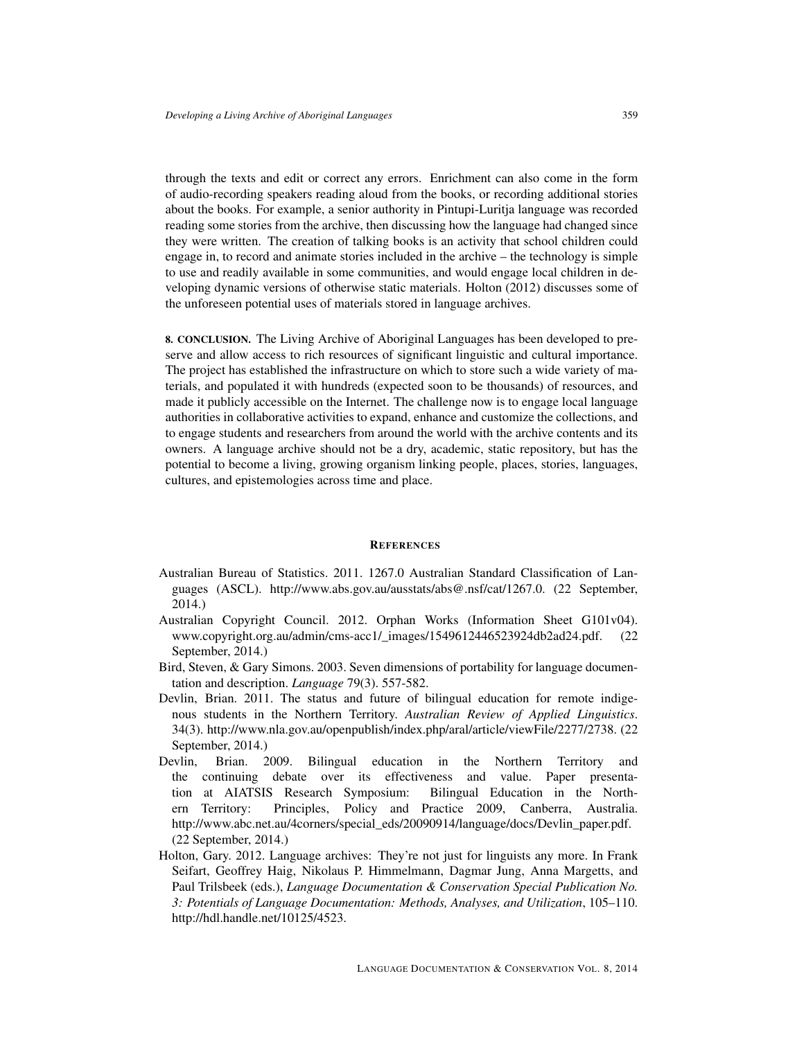through the texts and edit or correct any errors. Enrichment can also come in the form of audio-recording speakers reading aloud from the books, or recording additional stories about the books. For example, a senior authority in Pintupi-Luritja language was recorded reading some stories from the archive, then discussing how the language had changed since they were written. The creation of talking books is an activity that school children could engage in, to record and animate stories included in the archive – the technology is simple to use and readily available in some communities, and would engage local children in developing dynamic versions of otherwise static materials. Holton (2012) discusses some of the unforeseen potential uses of materials stored in language archives.

**8. CONCLUSION.** The Living Archive of Aboriginal Languages has been developed to preserve and allow access to rich resources of significant linguistic and cultural importance. The project has established the infrastructure on which to store such a wide variety of materials, and populated it with hundreds (expected soon to be thousands) of resources, and made it publicly accessible on the Internet. The challenge now is to engage local language authorities in collaborative activities to expand, enhance and customize the collections, and to engage students and researchers from around the world with the archive contents and its owners. A language archive should not be a dry, academic, static repository, but has the potential to become a living, growing organism linking people, places, stories, languages, cultures, and epistemologies across time and place.

## REFERENCES

Australian Bureau of Statistics. 2011. 1267.0 Australian Standard Classification of Languages (ASCL). http://www.abs.gov.au/ausstats/abs@.nsf/cat/1267.0. (22 September, 2014.)

Australian Copyright Council. 2012. Orphan Works (Information Sheet G101v04). www.copyright.org.au/admin/cms-acc1/_images/1549612446523924db2ad24.pdf. (22 September, 2014.)

Bird, Steven, & Gary Simons. 2003. Seven dimensions of portability for language documentation and description. *Language* 79(3). 557-582.

Devlin, Brian. 2011. The status and future of bilingual education for remote indigenous students in the Northern Territory. *Australian Review of Applied Linguistics*. 34(3). http://www.nla.gov.au/openpublish/index.php/aral/article/viewFile/2277/2738. (22 September, 2014.)

Devlin, Brian. 2009. Bilingual education in the Northern Territory and the continuing debate over its effectiveness and value. Paper presentation at AIATSIS Research Symposium: Bilingual Education in the Northern Territory: Principles, Policy and Practice 2009, Canberra, Australia. http://www.abc.net.au/4corners/special_eds/20090914/language/docs/Devlin_paper.pdf. (22 September, 2014.)

Holton, Gary. 2012. Language archives: They're not just for linguists any more. In Frank Seifart, Geoffrey Haig, Nikolaus P. Himmelmann, Dagmar Jung, Anna Margetts, and Paul Trilsbeek (eds.), *Language Documentation & Conservation Special Publication No. 3: Potentials of Language Documentation: Methods, Analyses, and Utilization*, 105–110. http://hdl.handle.net/10125/4523.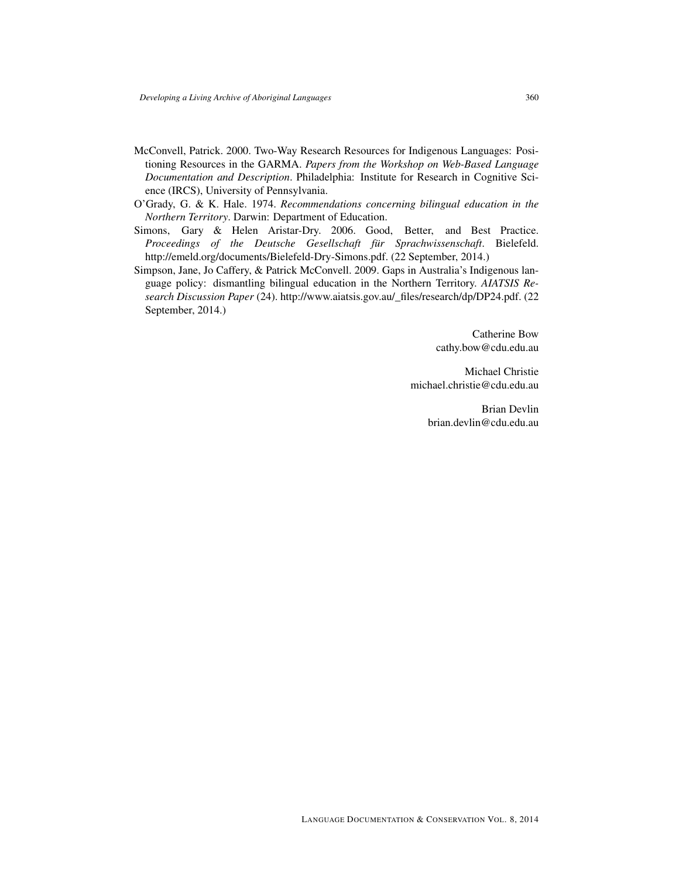McConvell, Patrick. 2000. Two-Way Research Resources for Indigenous Languages: Positioning Resources in the GARMA. *Papers from the Workshop on Web-Based Language Documentation and Description*. Philadelphia: Institute for Research in Cognitive Science (IRCS), University of Pennsylvania.

O'Grady, G. & K. Hale. 1974. *Recommendations concerning bilingual education in the Northern Territory*. Darwin: Department of Education.

Simons, Gary & Helen Aristar-Dry. 2006. Good, Better, and Best Practice. *Proceedings of the Deutsche Gesellschaft für Sprachwissenschaft*. Bielefeld. http://emeld.org/documents/Bielefeld-Dry-Simons.pdf. (22 September, 2014.)

Simpson, Jane, Jo Caffery, & Patrick McConvell. 2009. Gaps in Australia's Indigenous language policy: dismantling bilingual education in the Northern Territory. *AIATSIS Research Discussion Paper* (24). http://www.aiatsis.gov.au/_files/research/dp/DP24.pdf. (22 September, 2014.)

Catherine Bow
cathy.bow@cdu.edu.au

Michael Christie
michael.christie@cdu.edu.au

Brian Devlin
brian.devlin@cdu.edu.au